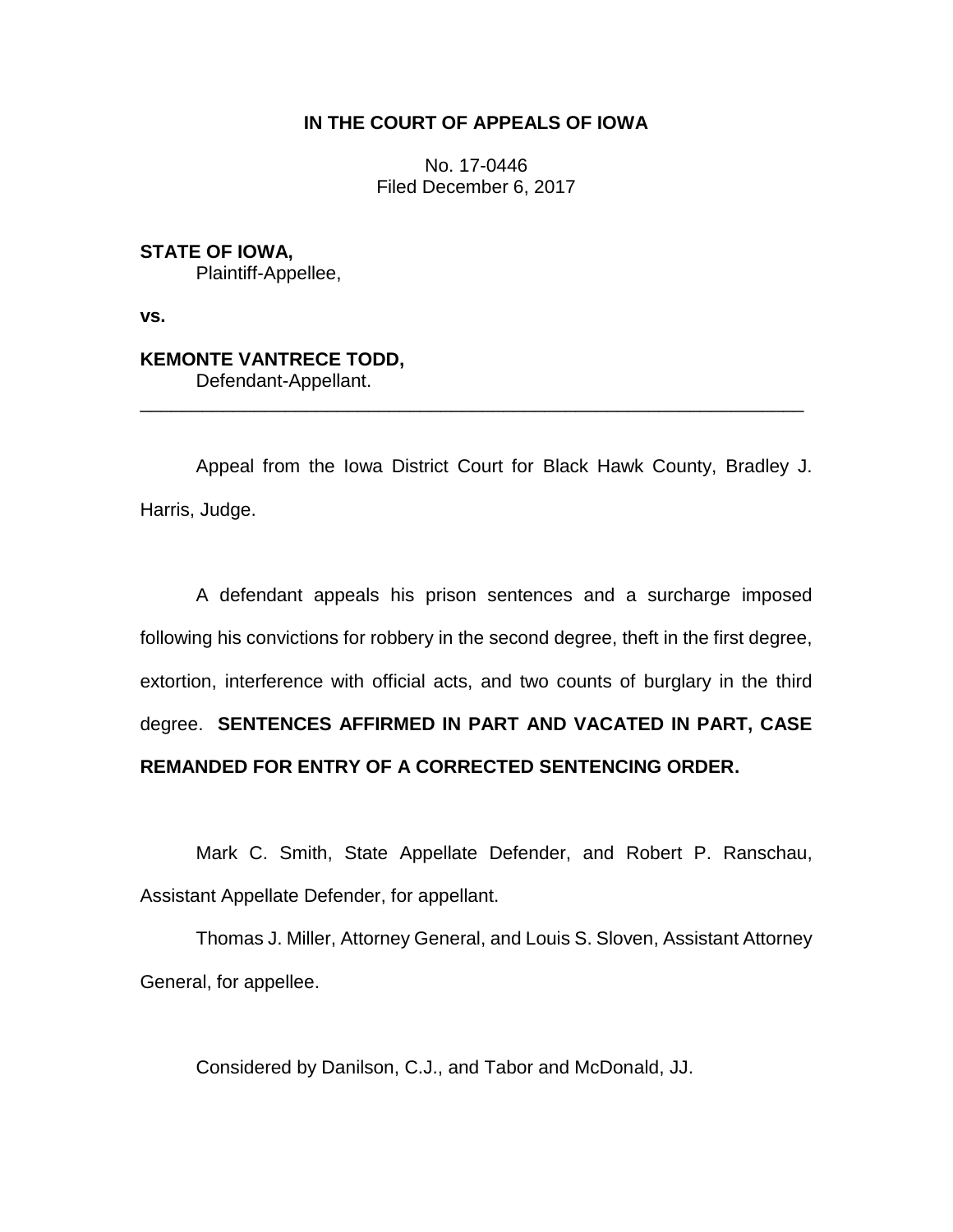**IN THE COURT OF APPEALS OF IOWA**

No. 17-0446
Filed December 6, 2017

**STATE OF IOWA,**
Plaintiff-Appellee,

**vs.**

**KEMONTE VANTRECE TODD,**
Defendant-Appellant.

---

Appeal from the Iowa District Court for Black Hawk County, Bradley J. Harris, Judge.

A defendant appeals his prison sentences and a surcharge imposed following his convictions for robbery in the second degree, theft in the first degree, extortion, interference with official acts, and two counts of burglary in the third degree. **SENTENCES AFFIRMED IN PART AND VACATED IN PART, CASE REMANDED FOR ENTRY OF A CORRECTED SENTENCING ORDER.**

Mark C. Smith, State Appellate Defender, and Robert P. Ranschau, Assistant Appellate Defender, for appellant.

Thomas J. Miller, Attorney General, and Louis S. Sloven, Assistant Attorney General, for appellee.

Considered by Danilson, C.J., and Tabor and McDonald, JJ.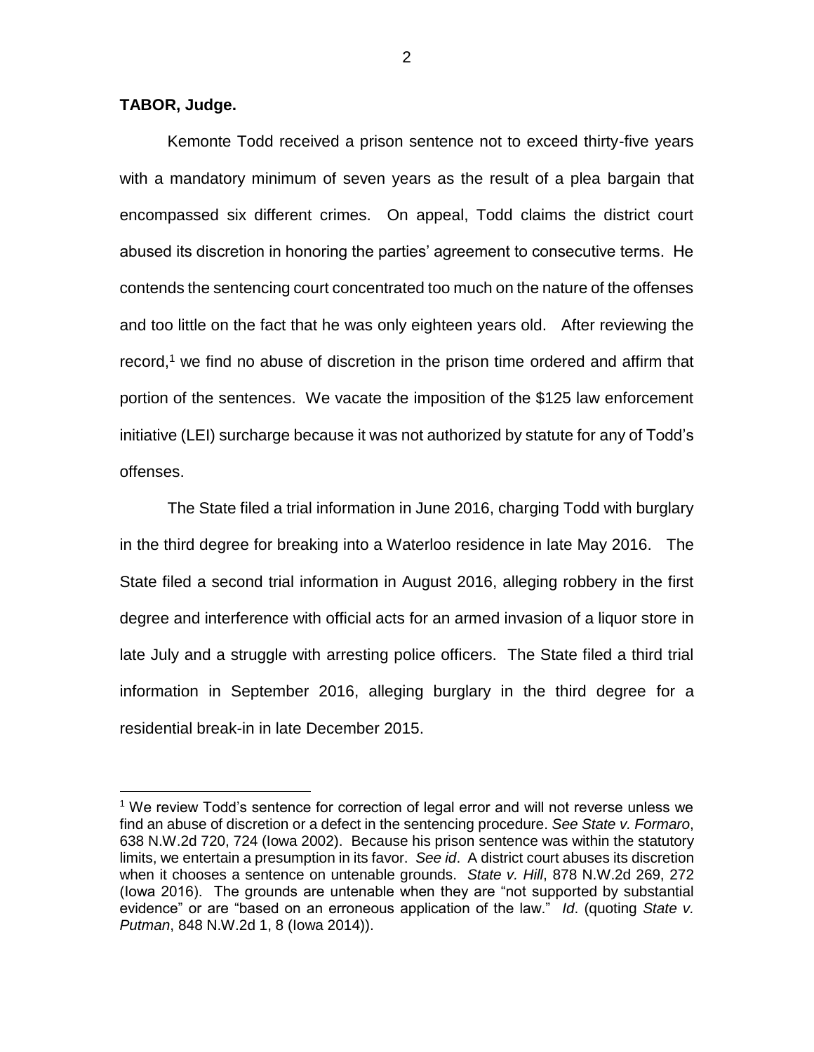**TABOR, Judge.**

Kemonte Todd received a prison sentence not to exceed thirty-five years with a mandatory minimum of seven years as the result of a plea bargain that encompassed six different crimes. On appeal, Todd claims the district court abused its discretion in honoring the parties' agreement to consecutive terms. He contends the sentencing court concentrated too much on the nature of the offenses and too little on the fact that he was only eighteen years old. After reviewing the record,[1] we find no abuse of discretion in the prison time ordered and affirm that portion of the sentences. We vacate the imposition of the $125 law enforcement initiative (LEI) surcharge because it was not authorized by statute for any of Todd's offenses.

The State filed a trial information in June 2016, charging Todd with burglary in the third degree for breaking into a Waterloo residence in late May 2016. The State filed a second trial information in August 2016, alleging robbery in the first degree and interference with official acts for an armed invasion of a liquor store in late July and a struggle with arresting police officers. The State filed a third trial information in September 2016, alleging burglary in the third degree for a residential break-in in late December 2015.

[1] We review Todd's sentence for correction of legal error and will not reverse unless we find an abuse of discretion or a defect in the sentencing procedure. *See State v. Formaro*, 638 N.W.2d 720, 724 (Iowa 2002). Because his prison sentence was within the statutory limits, we entertain a presumption in its favor. *See id*. A district court abuses its discretion when it chooses a sentence on untenable grounds. *State v. Hill*, 878 N.W.2d 269, 272 (Iowa 2016). The grounds are untenable when they are "not supported by substantial evidence" or are "based on an erroneous application of the law." *Id*. (quoting *State v. Putman*, 848 N.W.2d 1, 8 (Iowa 2014)).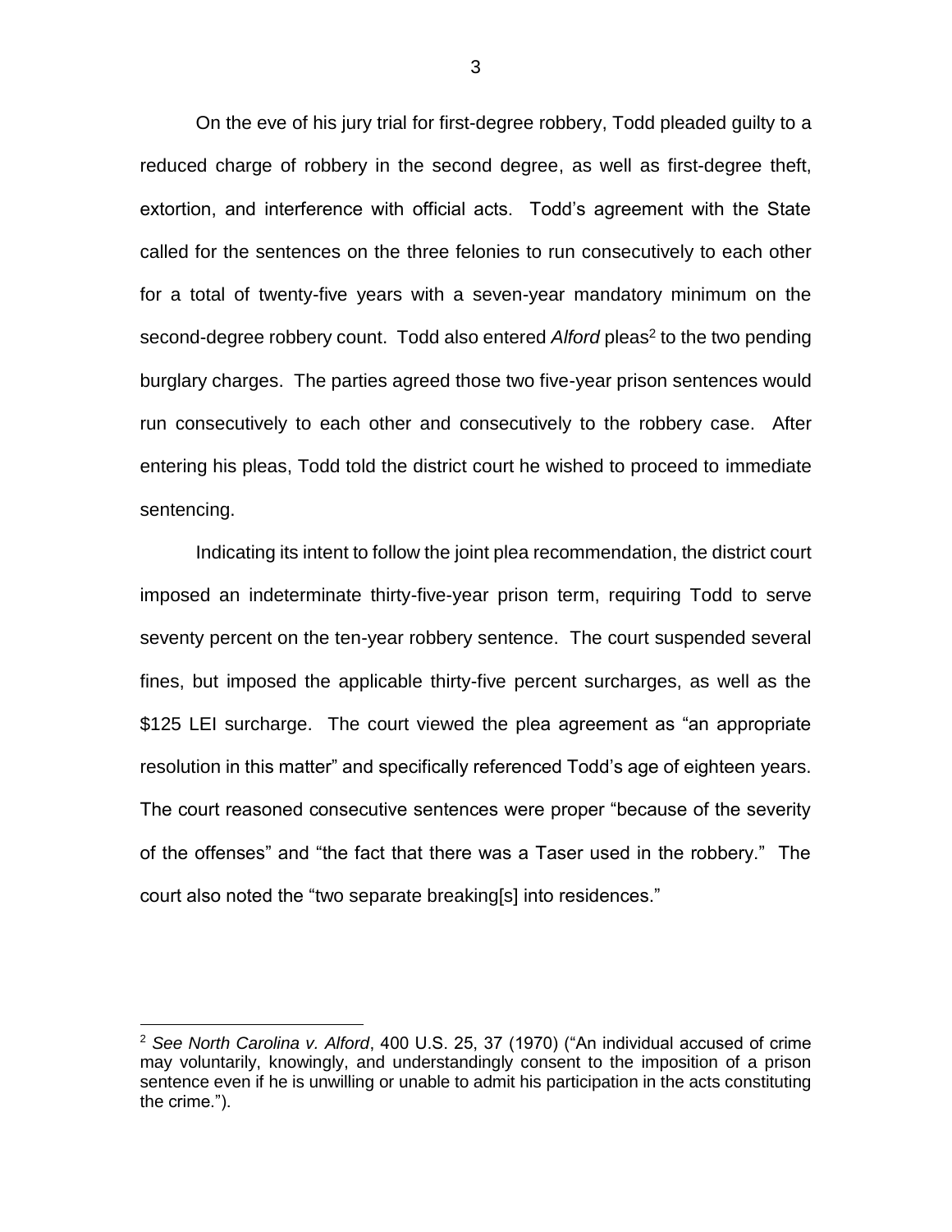On the eve of his jury trial for first-degree robbery, Todd pleaded guilty to a reduced charge of robbery in the second degree, as well as first-degree theft, extortion, and interference with official acts. Todd's agreement with the State called for the sentences on the three felonies to run consecutively to each other for a total of twenty-five years with a seven-year mandatory minimum on the second-degree robbery count. Todd also entered *Alford* pleas[2] to the two pending burglary charges. The parties agreed those two five-year prison sentences would run consecutively to each other and consecutively to the robbery case. After entering his pleas, Todd told the district court he wished to proceed to immediate sentencing.

Indicating its intent to follow the joint plea recommendation, the district court imposed an indeterminate thirty-five-year prison term, requiring Todd to serve seventy percent on the ten-year robbery sentence. The court suspended several fines, but imposed the applicable thirty-five percent surcharges, as well as the $125 LEI surcharge. The court viewed the plea agreement as "an appropriate resolution in this matter" and specifically referenced Todd's age of eighteen years. The court reasoned consecutive sentences were proper "because of the severity of the offenses" and "the fact that there was a Taser used in the robbery." The court also noted the "two separate breaking[s] into residences."

[2] *See North Carolina v. Alford*, 400 U.S. 25, 37 (1970) ("An individual accused of crime may voluntarily, knowingly, and understandingly consent to the imposition of a prison sentence even if he is unwilling or unable to admit his participation in the acts constituting the crime.").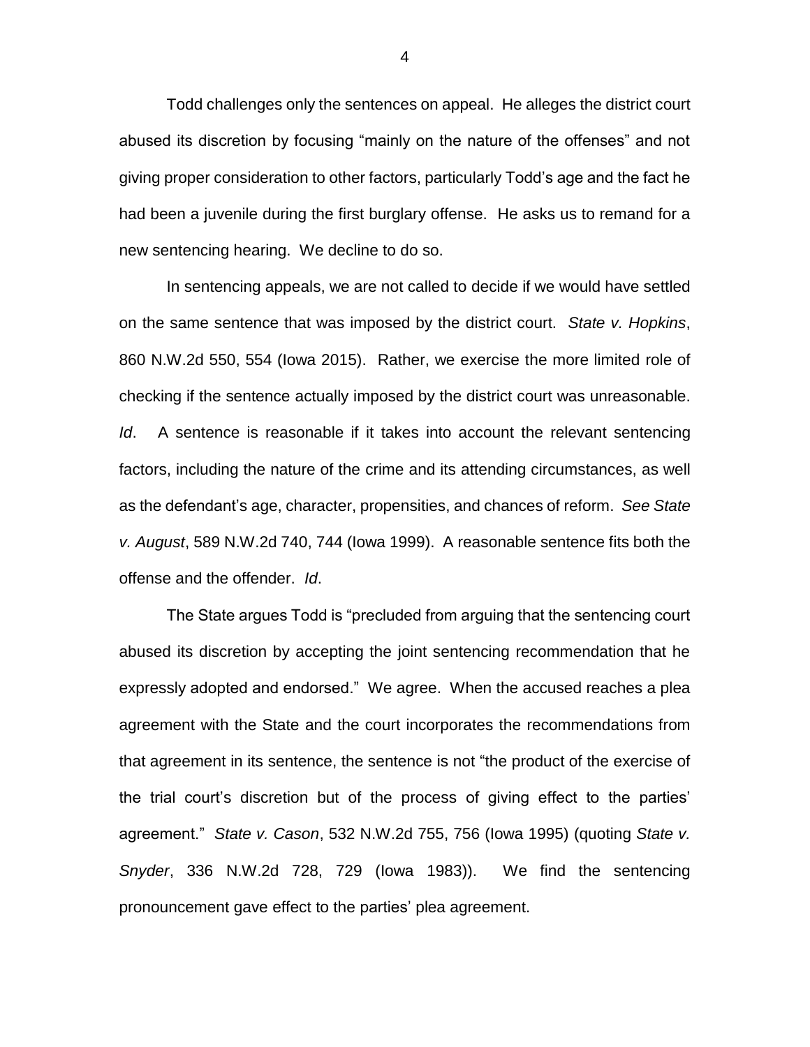Todd challenges only the sentences on appeal. He alleges the district court abused its discretion by focusing "mainly on the nature of the offenses" and not giving proper consideration to other factors, particularly Todd's age and the fact he had been a juvenile during the first burglary offense. He asks us to remand for a new sentencing hearing. We decline to do so.

In sentencing appeals, we are not called to decide if we would have settled on the same sentence that was imposed by the district court. *State v. Hopkins*, 860 N.W.2d 550, 554 (Iowa 2015). Rather, we exercise the more limited role of checking if the sentence actually imposed by the district court was unreasonable. *Id*. A sentence is reasonable if it takes into account the relevant sentencing factors, including the nature of the crime and its attending circumstances, as well as the defendant's age, character, propensities, and chances of reform. *See State v. August*, 589 N.W.2d 740, 744 (Iowa 1999). A reasonable sentence fits both the offense and the offender. *Id*.

The State argues Todd is "precluded from arguing that the sentencing court abused its discretion by accepting the joint sentencing recommendation that he expressly adopted and endorsed." We agree. When the accused reaches a plea agreement with the State and the court incorporates the recommendations from that agreement in its sentence, the sentence is not "the product of the exercise of the trial court's discretion but of the process of giving effect to the parties' agreement." *State v. Cason*, 532 N.W.2d 755, 756 (Iowa 1995) (quoting *State v. Snyder*, 336 N.W.2d 728, 729 (Iowa 1983)). We find the sentencing pronouncement gave effect to the parties' plea agreement.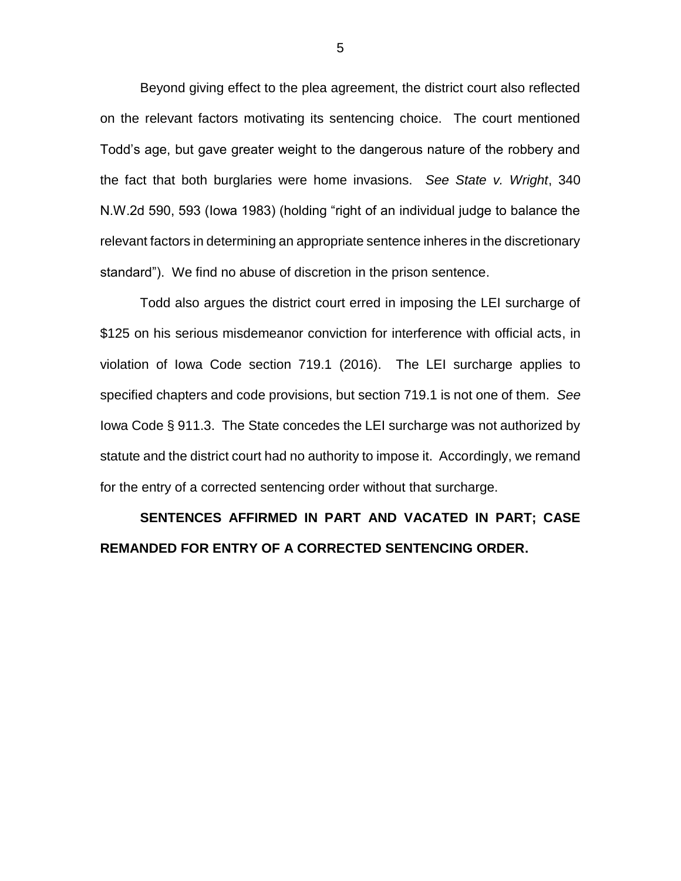Beyond giving effect to the plea agreement, the district court also reflected on the relevant factors motivating its sentencing choice. The court mentioned Todd's age, but gave greater weight to the dangerous nature of the robbery and the fact that both burglaries were home invasions. *See State v. Wright*, 340 N.W.2d 590, 593 (Iowa 1983) (holding "right of an individual judge to balance the relevant factors in determining an appropriate sentence inheres in the discretionary standard"). We find no abuse of discretion in the prison sentence.

Todd also argues the district court erred in imposing the LEI surcharge of $125 on his serious misdemeanor conviction for interference with official acts, in violation of Iowa Code section 719.1 (2016). The LEI surcharge applies to specified chapters and code provisions, but section 719.1 is not one of them. *See* Iowa Code § 911.3. The State concedes the LEI surcharge was not authorized by statute and the district court had no authority to impose it. Accordingly, we remand for the entry of a corrected sentencing order without that surcharge.

**SENTENCES AFFIRMED IN PART AND VACATED IN PART; CASE REMANDED FOR ENTRY OF A CORRECTED SENTENCING ORDER.**